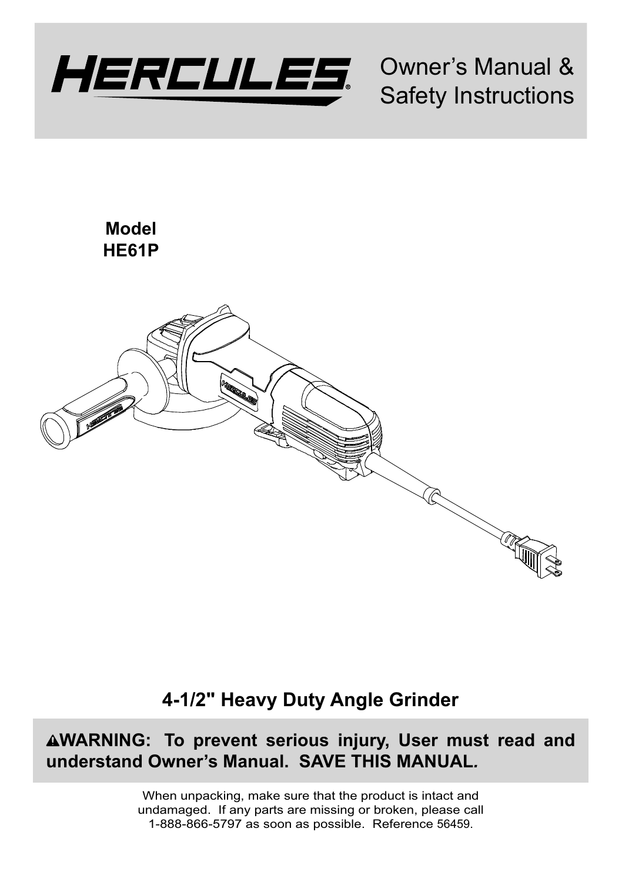# HERCULES®

Owner's Manual & Safety Instructions

**Model**
**HE61P**

## 4-1/2" Heavy Duty Angle Grinder

**⚠WARNING: To prevent serious injury, User must read and understand Owner's Manual. SAVE THIS MANUAL.**

When unpacking, make sure that the product is intact and undamaged. If any parts are missing or broken, please call 1-888-866-5797 as soon as possible. Reference 56459.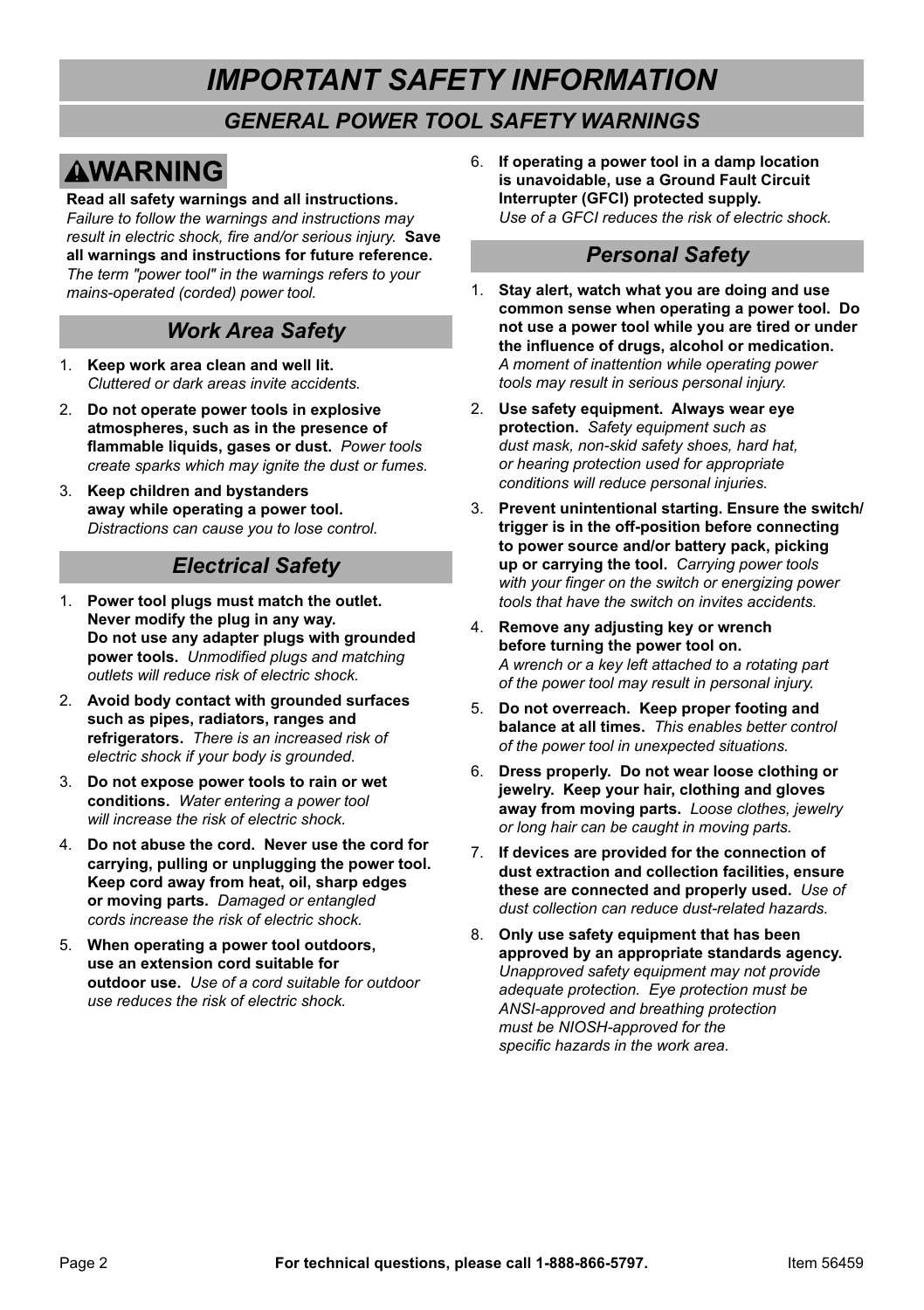# IMPORTANT SAFETY INFORMATION

## GENERAL POWER TOOL SAFETY WARNINGS

**⚠WARNING**

**Read all safety warnings and all instructions.** *Failure to follow the warnings and instructions may result in electric shock, fire and/or serious injury.* **Save all warnings and instructions for future reference.** *The term "power tool" in the warnings refers to your mains-operated (corded) power tool.*

### Work Area Safety

1. **Keep work area clean and well lit.** *Cluttered or dark areas invite accidents.*
2. **Do not operate power tools in explosive atmospheres, such as in the presence of flammable liquids, gases or dust.** *Power tools create sparks which may ignite the dust or fumes.*
3. **Keep children and bystanders away while operating a power tool.** *Distractions can cause you to lose control.*

### Electrical Safety

1. **Power tool plugs must match the outlet. Never modify the plug in any way. Do not use any adapter plugs with grounded power tools.** *Unmodified plugs and matching outlets will reduce risk of electric shock.*
2. **Avoid body contact with grounded surfaces such as pipes, radiators, ranges and refrigerators.** *There is an increased risk of electric shock if your body is grounded.*
3. **Do not expose power tools to rain or wet conditions.** *Water entering a power tool will increase the risk of electric shock.*
4. **Do not abuse the cord. Never use the cord for carrying, pulling or unplugging the power tool. Keep cord away from heat, oil, sharp edges or moving parts.** *Damaged or entangled cords increase the risk of electric shock.*
5. **When operating a power tool outdoors, use an extension cord suitable for outdoor use.** *Use of a cord suitable for outdoor use reduces the risk of electric shock.*
6. **If operating a power tool in a damp location is unavoidable, use a Ground Fault Circuit Interrupter (GFCI) protected supply.** *Use of a GFCI reduces the risk of electric shock.*

### Personal Safety

1. **Stay alert, watch what you are doing and use common sense when operating a power tool. Do not use a power tool while you are tired or under the influence of drugs, alcohol or medication.** *A moment of inattention while operating power tools may result in serious personal injury.*
2. **Use safety equipment. Always wear eye protection.** *Safety equipment such as dust mask, non-skid safety shoes, hard hat, or hearing protection used for appropriate conditions will reduce personal injuries.*
3. **Prevent unintentional starting. Ensure the switch/trigger is in the off-position before connecting to power source and/or battery pack, picking up or carrying the tool.** *Carrying power tools with your finger on the switch or energizing power tools that have the switch on invites accidents.*
4. **Remove any adjusting key or wrench before turning the power tool on.** *A wrench or a key left attached to a rotating part of the power tool may result in personal injury.*
5. **Do not overreach. Keep proper footing and balance at all times.** *This enables better control of the power tool in unexpected situations.*
6. **Dress properly. Do not wear loose clothing or jewelry. Keep your hair, clothing and gloves away from moving parts.** *Loose clothes, jewelry or long hair can be caught in moving parts.*
7. **If devices are provided for the connection of dust extraction and collection facilities, ensure these are connected and properly used.** *Use of dust collection can reduce dust-related hazards.*
8. **Only use safety equipment that has been approved by an appropriate standards agency.** *Unapproved safety equipment may not provide adequate protection. Eye protection must be ANSI-approved and breathing protection must be NIOSH-approved for the specific hazards in the work area.*

**For technical questions, please call 1-888-866-5797.**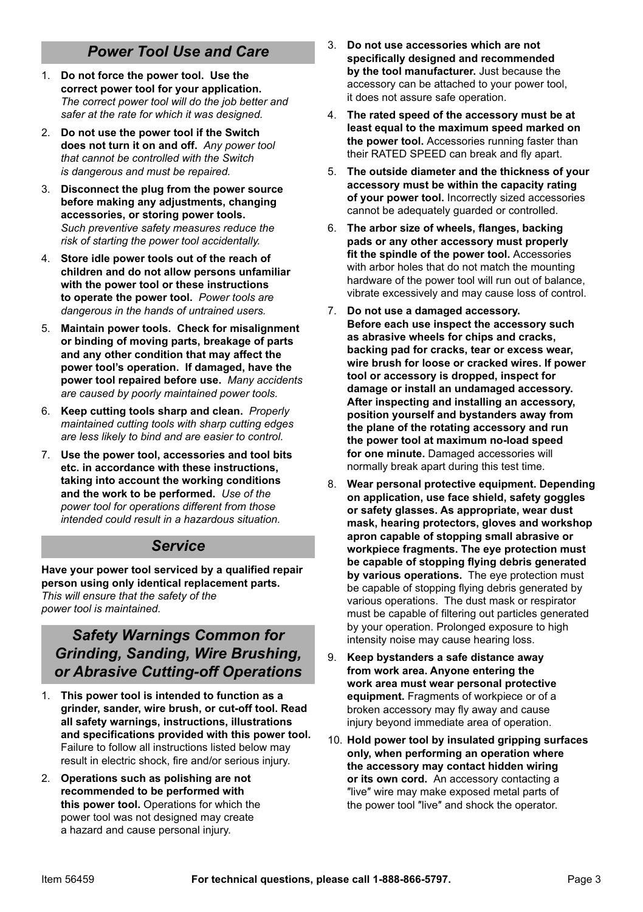## *Power Tool Use and Care*

1. **Do not force the power tool. Use the correct power tool for your application.** *The correct power tool will do the job better and safer at the rate for which it was designed.*
2. **Do not use the power tool if the Switch does not turn it on and off.** *Any power tool that cannot be controlled with the Switch is dangerous and must be repaired.*
3. **Disconnect the plug from the power source before making any adjustments, changing accessories, or storing power tools.** *Such preventive safety measures reduce the risk of starting the power tool accidentally.*
4. **Store idle power tools out of the reach of children and do not allow persons unfamiliar with the power tool or these instructions to operate the power tool.** *Power tools are dangerous in the hands of untrained users.*
5. **Maintain power tools. Check for misalignment or binding of moving parts, breakage of parts and any other condition that may affect the power tool's operation. If damaged, have the power tool repaired before use.** *Many accidents are caused by poorly maintained power tools.*
6. **Keep cutting tools sharp and clean.** *Properly maintained cutting tools with sharp cutting edges are less likely to bind and are easier to control.*
7. **Use the power tool, accessories and tool bits etc. in accordance with these instructions, taking into account the working conditions and the work to be performed.** *Use of the power tool for operations different from those intended could result in a hazardous situation.*

## *Service*

**Have your power tool serviced by a qualified repair person using only identical replacement parts.** *This will ensure that the safety of the power tool is maintained.*

## *Safety Warnings Common for Grinding, Sanding, Wire Brushing, or Abrasive Cutting-off Operations*

1. **This power tool is intended to function as a grinder, sander, wire brush, or cut-off tool. Read all safety warnings, instructions, illustrations and specifications provided with this power tool.** Failure to follow all instructions listed below may result in electric shock, fire and/or serious injury.
2. **Operations such as polishing are not recommended to be performed with this power tool.** Operations for which the power tool was not designed may create a hazard and cause personal injury.
3. **Do not use accessories which are not specifically designed and recommended by the tool manufacturer.** Just because the accessory can be attached to your power tool, it does not assure safe operation.
4. **The rated speed of the accessory must be at least equal to the maximum speed marked on the power tool.** Accessories running faster than their RATED SPEED can break and fly apart.
5. **The outside diameter and the thickness of your accessory must be within the capacity rating of your power tool.** Incorrectly sized accessories cannot be adequately guarded or controlled.
6. **The arbor size of wheels, flanges, backing pads or any other accessory must properly fit the spindle of the power tool.** Accessories with arbor holes that do not match the mounting hardware of the power tool will run out of balance, vibrate excessively and may cause loss of control.
7. **Do not use a damaged accessory. Before each use inspect the accessory such as abrasive wheels for chips and cracks, backing pad for cracks, tear or excess wear, wire brush for loose or cracked wires. If power tool or accessory is dropped, inspect for damage or install an undamaged accessory. After inspecting and installing an accessory, position yourself and bystanders away from the plane of the rotating accessory and run the power tool at maximum no-load speed for one minute.** Damaged accessories will normally break apart during this test time.
8. **Wear personal protective equipment. Depending on application, use face shield, safety goggles or safety glasses. As appropriate, wear dust mask, hearing protectors, gloves and workshop apron capable of stopping small abrasive or workpiece fragments. The eye protection must be capable of stopping flying debris generated by various operations.** The eye protection must be capable of stopping flying debris generated by various operations. The dust mask or respirator must be capable of filtering out particles generated by your operation. Prolonged exposure to high intensity noise may cause hearing loss.
9. **Keep bystanders a safe distance away from work area. Anyone entering the work area must wear personal protective equipment.** Fragments of workpiece or of a broken accessory may fly away and cause injury beyond immediate area of operation.
10. **Hold power tool by insulated gripping surfaces only, when performing an operation where the accessory may contact hidden wiring or its own cord.** An accessory contacting a "live" wire may make exposed metal parts of the power tool "live" and shock the operator.

**For technical questions, please call 1-888-866-5797.**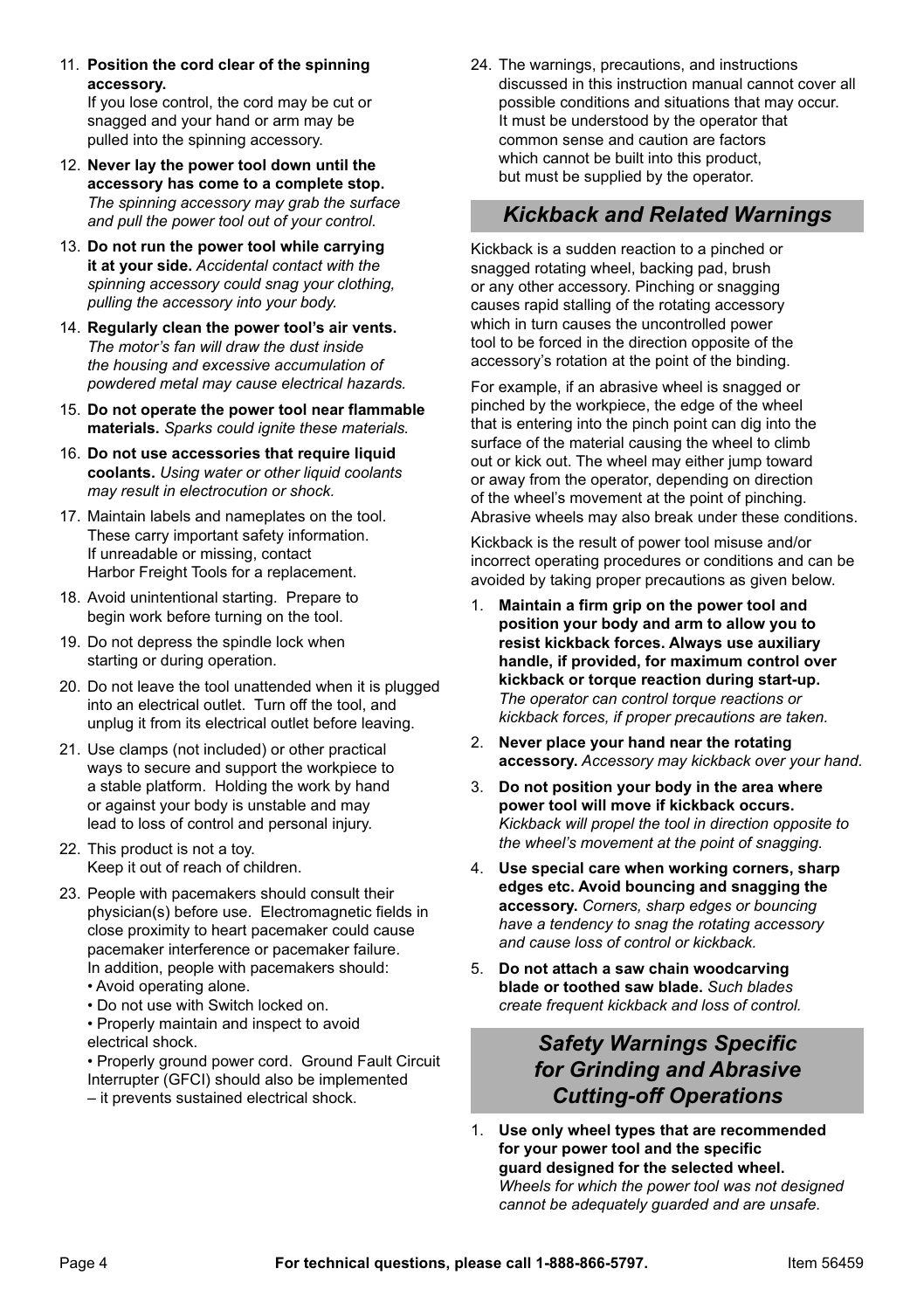11. **Position the cord clear of the spinning accessory.** If you lose control, the cord may be cut or snagged and your hand or arm may be pulled into the spinning accessory.
12. **Never lay the power tool down until the accessory has come to a complete stop.** *The spinning accessory may grab the surface and pull the power tool out of your control.*
13. **Do not run the power tool while carrying it at your side.** *Accidental contact with the spinning accessory could snag your clothing, pulling the accessory into your body.*
14. **Regularly clean the power tool's air vents.** *The motor's fan will draw the dust inside the housing and excessive accumulation of powdered metal may cause electrical hazards.*
15. **Do not operate the power tool near flammable materials.** *Sparks could ignite these materials.*
16. **Do not use accessories that require liquid coolants.** *Using water or other liquid coolants may result in electrocution or shock.*
17. Maintain labels and nameplates on the tool. These carry important safety information. If unreadable or missing, contact Harbor Freight Tools for a replacement.
18. Avoid unintentional starting. Prepare to begin work before turning on the tool.
19. Do not depress the spindle lock when starting or during operation.
20. Do not leave the tool unattended when it is plugged into an electrical outlet. Turn off the tool, and unplug it from its electrical outlet before leaving.
21. Use clamps (not included) or other practical ways to secure and support the workpiece to a stable platform. Holding the work by hand or against your body is unstable and may lead to loss of control and personal injury.
22. This product is not a toy. Keep it out of reach of children.
23. People with pacemakers should consult their physician(s) before use. Electromagnetic fields in close proximity to heart pacemaker could cause pacemaker interference or pacemaker failure. In addition, people with pacemakers should:
    - Avoid operating alone.
    - Do not use with Switch locked on.
    - Properly maintain and inspect to avoid electrical shock.
    - Properly ground power cord. Ground Fault Circuit Interrupter (GFCI) should also be implemented – it prevents sustained electrical shock.
24. The warnings, precautions, and instructions discussed in this instruction manual cannot cover all possible conditions and situations that may occur. It must be understood by the operator that common sense and caution are factors which cannot be built into this product, but must be supplied by the operator.

## *Kickback and Related Warnings*

Kickback is a sudden reaction to a pinched or snagged rotating wheel, backing pad, brush or any other accessory. Pinching or snagging causes rapid stalling of the rotating accessory which in turn causes the uncontrolled power tool to be forced in the direction opposite of the accessory's rotation at the point of the binding.

For example, if an abrasive wheel is snagged or pinched by the workpiece, the edge of the wheel that is entering into the pinch point can dig into the surface of the material causing the wheel to climb out or kick out. The wheel may either jump toward or away from the operator, depending on direction of the wheel's movement at the point of pinching. Abrasive wheels may also break under these conditions.

Kickback is the result of power tool misuse and/or incorrect operating procedures or conditions and can be avoided by taking proper precautions as given below.

1. **Maintain a firm grip on the power tool and position your body and arm to allow you to resist kickback forces. Always use auxiliary handle, if provided, for maximum control over kickback or torque reaction during start-up.** *The operator can control torque reactions or kickback forces, if proper precautions are taken.*
2. **Never place your hand near the rotating accessory.** *Accessory may kickback over your hand.*
3. **Do not position your body in the area where power tool will move if kickback occurs.** *Kickback will propel the tool in direction opposite to the wheel's movement at the point of snagging.*
4. **Use special care when working corners, sharp edges etc. Avoid bouncing and snagging the accessory.** *Corners, sharp edges or bouncing have a tendency to snag the rotating accessory and cause loss of control or kickback.*
5. **Do not attach a saw chain woodcarving blade or toothed saw blade.** *Such blades create frequent kickback and loss of control.*

## *Safety Warnings Specific for Grinding and Abrasive Cutting-off Operations*

1. **Use only wheel types that are recommended for your power tool and the specific guard designed for the selected wheel.** *Wheels for which the power tool was not designed cannot be adequately guarded and are unsafe.*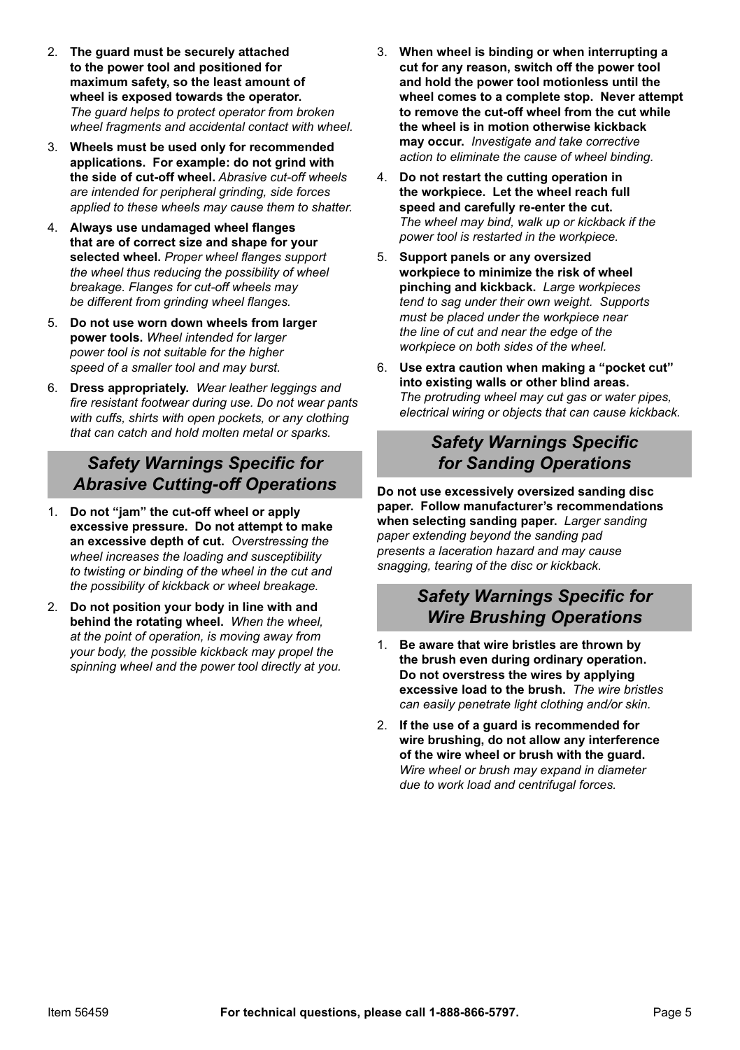2. **The guard must be securely attached to the power tool and positioned for maximum safety, so the least amount of wheel is exposed towards the operator.** *The guard helps to protect operator from broken wheel fragments and accidental contact with wheel.*
3. **Wheels must be used only for recommended applications. For example: do not grind with the side of cut-off wheel.** *Abrasive cut-off wheels are intended for peripheral grinding, side forces applied to these wheels may cause them to shatter.*
4. **Always use undamaged wheel flanges that are of correct size and shape for your selected wheel.** *Proper wheel flanges support the wheel thus reducing the possibility of wheel breakage. Flanges for cut-off wheels may be different from grinding wheel flanges.*
5. **Do not use worn down wheels from larger power tools.** *Wheel intended for larger power tool is not suitable for the higher speed of a smaller tool and may burst.*
6. **Dress appropriately.** *Wear leather leggings and fire resistant footwear during use. Do not wear pants with cuffs, shirts with open pockets, or any clothing that can catch and hold molten metal or sparks.*

## *Safety Warnings Specific for Abrasive Cutting-off Operations*

1. **Do not "jam" the cut-off wheel or apply excessive pressure. Do not attempt to make an excessive depth of cut.** *Overstressing the wheel increases the loading and susceptibility to twisting or binding of the wheel in the cut and the possibility of kickback or wheel breakage.*
2. **Do not position your body in line with and behind the rotating wheel.** *When the wheel, at the point of operation, is moving away from your body, the possible kickback may propel the spinning wheel and the power tool directly at you.*
3. **When wheel is binding or when interrupting a cut for any reason, switch off the power tool and hold the power tool motionless until the wheel comes to a complete stop. Never attempt to remove the cut-off wheel from the cut while the wheel is in motion otherwise kickback may occur.** *Investigate and take corrective action to eliminate the cause of wheel binding.*
4. **Do not restart the cutting operation in the workpiece. Let the wheel reach full speed and carefully re-enter the cut.** *The wheel may bind, walk up or kickback if the power tool is restarted in the workpiece.*
5. **Support panels or any oversized workpiece to minimize the risk of wheel pinching and kickback.** *Large workpieces tend to sag under their own weight. Supports must be placed under the workpiece near the line of cut and near the edge of the workpiece on both sides of the wheel.*
6. **Use extra caution when making a "pocket cut" into existing walls or other blind areas.** *The protruding wheel may cut gas or water pipes, electrical wiring or objects that can cause kickback.*

## *Safety Warnings Specific for Sanding Operations*

**Do not use excessively oversized sanding disc paper. Follow manufacturer's recommendations when selecting sanding paper.** *Larger sanding paper extending beyond the sanding pad presents a laceration hazard and may cause snagging, tearing of the disc or kickback.*

## *Safety Warnings Specific for Wire Brushing Operations*

1. **Be aware that wire bristles are thrown by the brush even during ordinary operation. Do not overstress the wires by applying excessive load to the brush.** *The wire bristles can easily penetrate light clothing and/or skin.*
2. **If the use of a guard is recommended for wire brushing, do not allow any interference of the wire wheel or brush with the guard.** *Wire wheel or brush may expand in diameter due to work load and centrifugal forces.*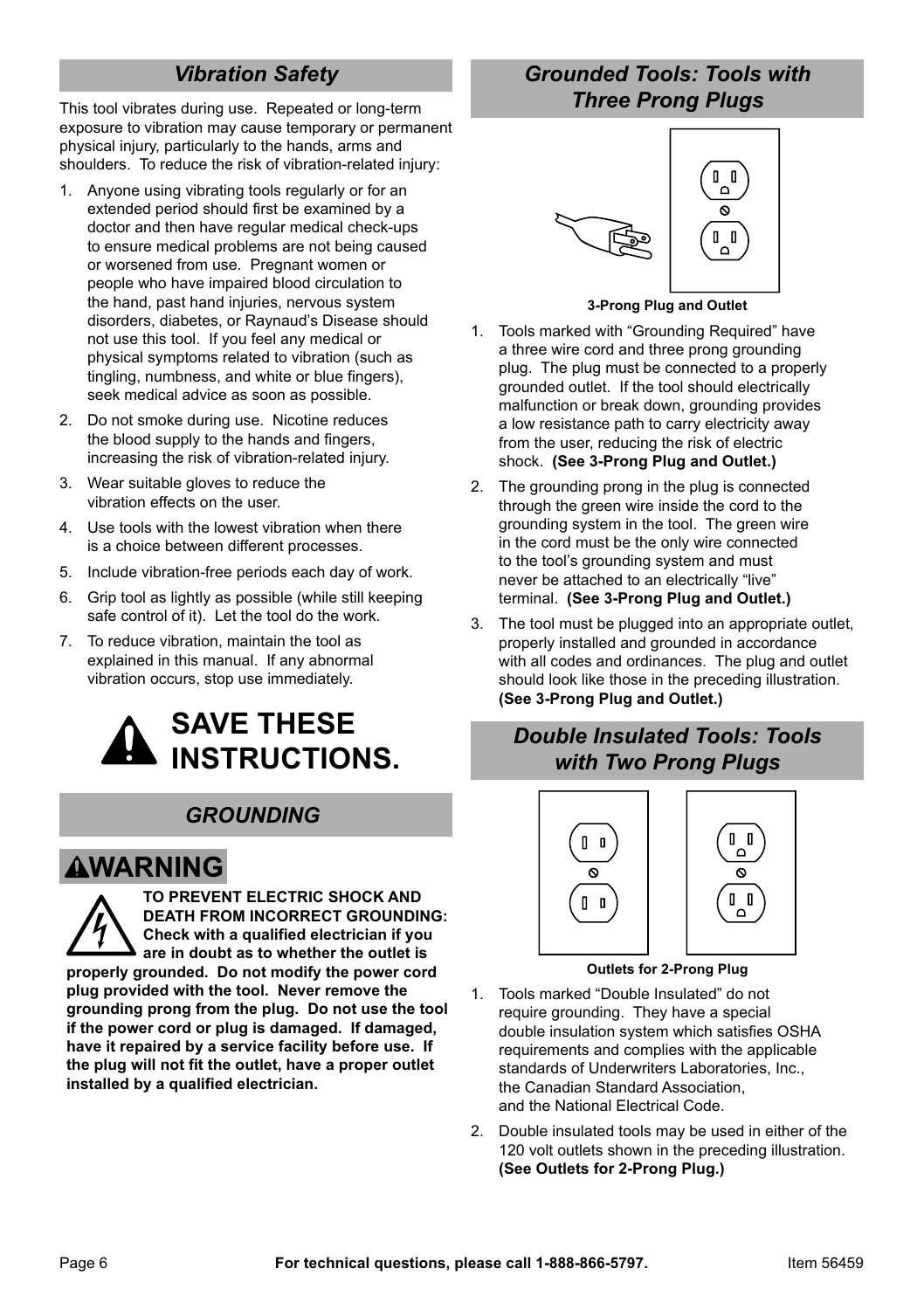## Vibration Safety

This tool vibrates during use. Repeated or long-term exposure to vibration may cause temporary or permanent physical injury, particularly to the hands, arms and shoulders. To reduce the risk of vibration-related injury:

1. Anyone using vibrating tools regularly or for an extended period should first be examined by a doctor and then have regular medical check-ups to ensure medical problems are not being caused or worsened from use. Pregnant women or people who have impaired blood circulation to the hand, past hand injuries, nervous system disorders, diabetes, or Raynaud's Disease should not use this tool. If you feel any medical or physical symptoms related to vibration (such as tingling, numbness, and white or blue fingers), seek medical advice as soon as possible.
2. Do not smoke during use. Nicotine reduces the blood supply to the hands and fingers, increasing the risk of vibration-related injury.
3. Wear suitable gloves to reduce the vibration effects on the user.
4. Use tools with the lowest vibration when there is a choice between different processes.
5. Include vibration-free periods each day of work.
6. Grip tool as lightly as possible (while still keeping safe control of it). Let the tool do the work.
7. To reduce vibration, maintain the tool as explained in this manual. If any abnormal vibration occurs, stop use immediately.

# SAVE THESE INSTRUCTIONS.

## GROUNDING

### WARNING

**TO PREVENT ELECTRIC SHOCK AND DEATH FROM INCORRECT GROUNDING: Check with a qualified electrician if you are in doubt as to whether the outlet is properly grounded. Do not modify the power cord plug provided with the tool. Never remove the grounding prong from the plug. Do not use the tool if the power cord or plug is damaged. If damaged, have it repaired by a service facility before use. If the plug will not fit the outlet, have a proper outlet installed by a qualified electrician.**

## Grounded Tools: Tools with Three Prong Plugs

**3-Prong Plug and Outlet**

1. Tools marked with "Grounding Required" have a three wire cord and three prong grounding plug. The plug must be connected to a properly grounded outlet. If the tool should electrically malfunction or break down, grounding provides a low resistance path to carry electricity away from the user, reducing the risk of electric shock. **(See 3-Prong Plug and Outlet.)**
2. The grounding prong in the plug is connected through the green wire inside the cord to the grounding system in the tool. The green wire in the cord must be the only wire connected to the tool's grounding system and must never be attached to an electrically "live" terminal. **(See 3-Prong Plug and Outlet.)**
3. The tool must be plugged into an appropriate outlet, properly installed and grounded in accordance with all codes and ordinances. The plug and outlet should look like those in the preceding illustration. **(See 3-Prong Plug and Outlet.)**

## Double Insulated Tools: Tools with Two Prong Plugs

**Outlets for 2-Prong Plug**

1. Tools marked "Double Insulated" do not require grounding. They have a special double insulation system which satisfies OSHA requirements and complies with the applicable standards of Underwriters Laboratories, Inc., the Canadian Standard Association, and the National Electrical Code.
2. Double insulated tools may be used in either of the 120 volt outlets shown in the preceding illustration. **(See Outlets for 2-Prong Plug.)**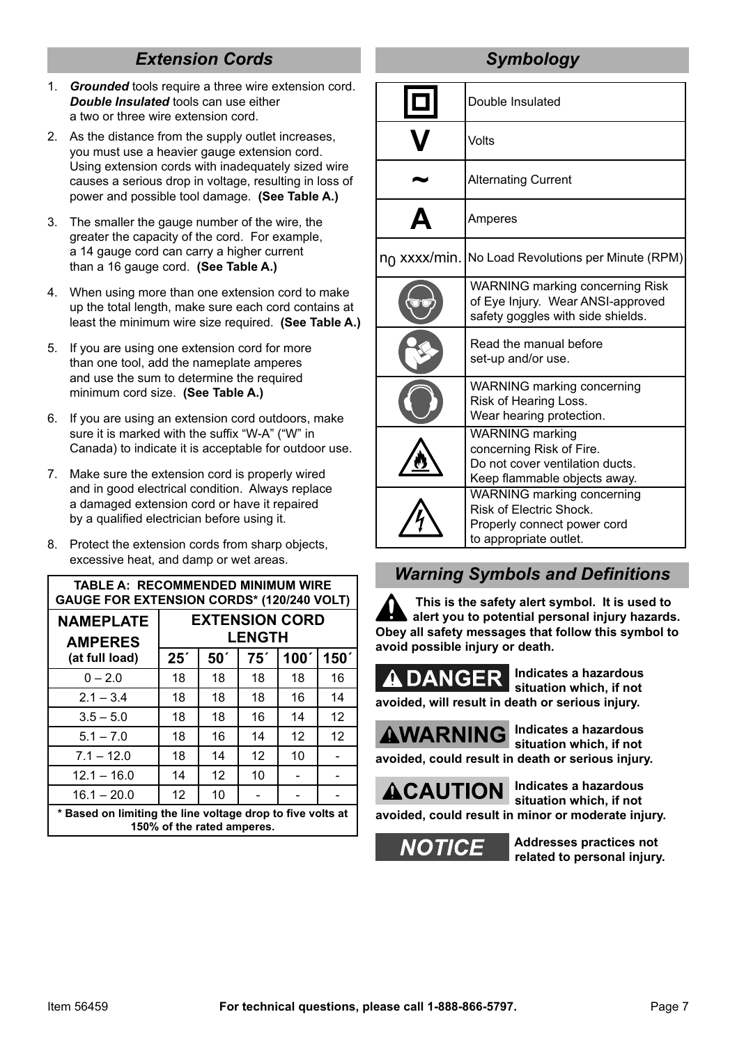## Extension Cords

1. ***Grounded*** tools require a three wire extension cord. ***Double Insulated*** tools can use either a two or three wire extension cord.
2. As the distance from the supply outlet increases, you must use a heavier gauge extension cord. Using extension cords with inadequately sized wire causes a serious drop in voltage, resulting in loss of power and possible tool damage. **(See Table A.)**
3. The smaller the gauge number of the wire, the greater the capacity of the cord. For example, a 14 gauge cord can carry a higher current than a 16 gauge cord. **(See Table A.)**
4. When using more than one extension cord to make up the total length, make sure each cord contains at least the minimum wire size required. **(See Table A.)**
5. If you are using one extension cord for more than one tool, add the nameplate amperes and use the sum to determine the required minimum cord size. **(See Table A.)**
6. If you are using an extension cord outdoors, make sure it is marked with the suffix "W-A" ("W" in Canada) to indicate it is acceptable for outdoor use.
7. Make sure the extension cord is properly wired and in good electrical condition. Always replace a damaged extension cord or have it repaired by a qualified electrician before using it.
8. Protect the extension cords from sharp objects, excessive heat, and damp or wet areas.

**TABLE A: RECOMMENDED MINIMUM WIRE GAUGE FOR EXTENSION CORDS* (120/240 VOLT)**

| NAMEPLATE AMPERES (at full load) | EXTENSION CORD LENGTH | | | | |
|---|---|---|---|---|---|
| | 25´ | 50´ | 75´ | 100´ | 150´ |
| 0 – 2.0 | 18 | 18 | 18 | 18 | 16 |
| 2.1 – 3.4 | 18 | 18 | 18 | 16 | 14 |
| 3.5 – 5.0 | 18 | 18 | 16 | 14 | 12 |
| 5.1 – 7.0 | 18 | 16 | 14 | 12 | 12 |
| 7.1 – 12.0 | 18 | 14 | 12 | 10 | - |
| 12.1 – 16.0 | 14 | 12 | 10 | - | - |
| 16.1 – 20.0 | 12 | 10 | - | - | - |

\* Based on limiting the line voltage drop to five volts at 150% of the rated amperes.

## Symbology

| Symbol | Meaning |
|---|---|
| | Double Insulated |
| V | Volts |
| ~ | Alternating Current |
| A | Amperes |
| $n_0$ xxxx/min. | No Load Revolutions per Minute (RPM) |
| | WARNING marking concerning Risk of Eye Injury. Wear ANSI-approved safety goggles with side shields. |
| | Read the manual before set-up and/or use. |
| | WARNING marking concerning Risk of Hearing Loss. Wear hearing protection. |
| | WARNING marking concerning Risk of Fire. Do not cover ventilation ducts. Keep flammable objects away. |
| | WARNING marking concerning Risk of Electric Shock. Properly connect power cord to appropriate outlet. |

## Warning Symbols and Definitions

**This is the safety alert symbol. It is used to alert you to potential personal injury hazards. Obey all safety messages that follow this symbol to avoid possible injury or death.**

**DANGER** — **Indicates a hazardous situation which, if not avoided, will result in death or serious injury.**

**WARNING** — **Indicates a hazardous situation which, if not avoided, could result in death or serious injury.**

**CAUTION** — **Indicates a hazardous situation which, if not avoided, could result in minor or moderate injury.**

**NOTICE** — **Addresses practices not related to personal injury.**

For technical questions, please call 1-888-866-5797.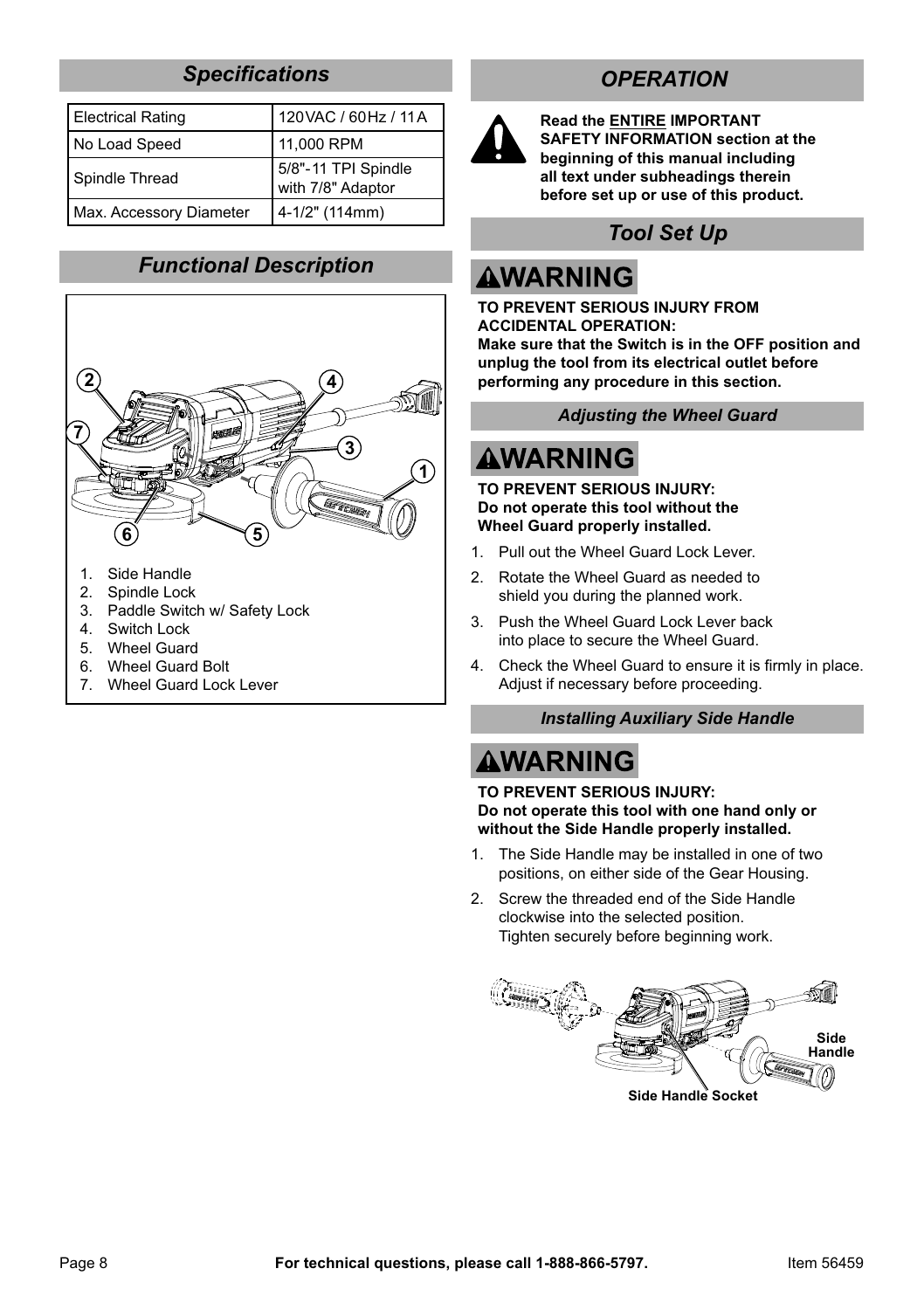## Specifications

| Electrical Rating | 120VAC / 60Hz / 11A |
|---|---|
| No Load Speed | 11,000 RPM |
| Spindle Thread | 5/8"-11 TPI Spindle with 7/8" Adaptor |
| Max. Accessory Diameter | 4-1/2" (114mm) |

## Functional Description

1. Side Handle
2. Spindle Lock
3. Paddle Switch w/ Safety Lock
4. Switch Lock
5. Wheel Guard
6. Wheel Guard Bolt
7. Wheel Guard Lock Lever

## OPERATION

**Read the ENTIRE IMPORTANT SAFETY INFORMATION section at the beginning of this manual including all text under subheadings therein before set up or use of this product.**

## Tool Set Up

**⚠WARNING**

**TO PREVENT SERIOUS INJURY FROM ACCIDENTAL OPERATION:**
**Make sure that the Switch is in the OFF position and unplug the tool from its electrical outlet before performing any procedure in this section.**

### Adjusting the Wheel Guard

**⚠WARNING**

**TO PREVENT SERIOUS INJURY:**
**Do not operate this tool without the Wheel Guard properly installed.**

1. Pull out the Wheel Guard Lock Lever.
2. Rotate the Wheel Guard as needed to shield you during the planned work.
3. Push the Wheel Guard Lock Lever back into place to secure the Wheel Guard.
4. Check the Wheel Guard to ensure it is firmly in place. Adjust if necessary before proceeding.

### Installing Auxiliary Side Handle

**⚠WARNING**

**TO PREVENT SERIOUS INJURY:**
**Do not operate this tool with one hand only or without the Side Handle properly installed.**

1. The Side Handle may be installed in one of two positions, on either side of the Gear Housing.
2. Screw the threaded end of the Side Handle clockwise into the selected position. Tighten securely before beginning work.

Side Handle

Side Handle Socket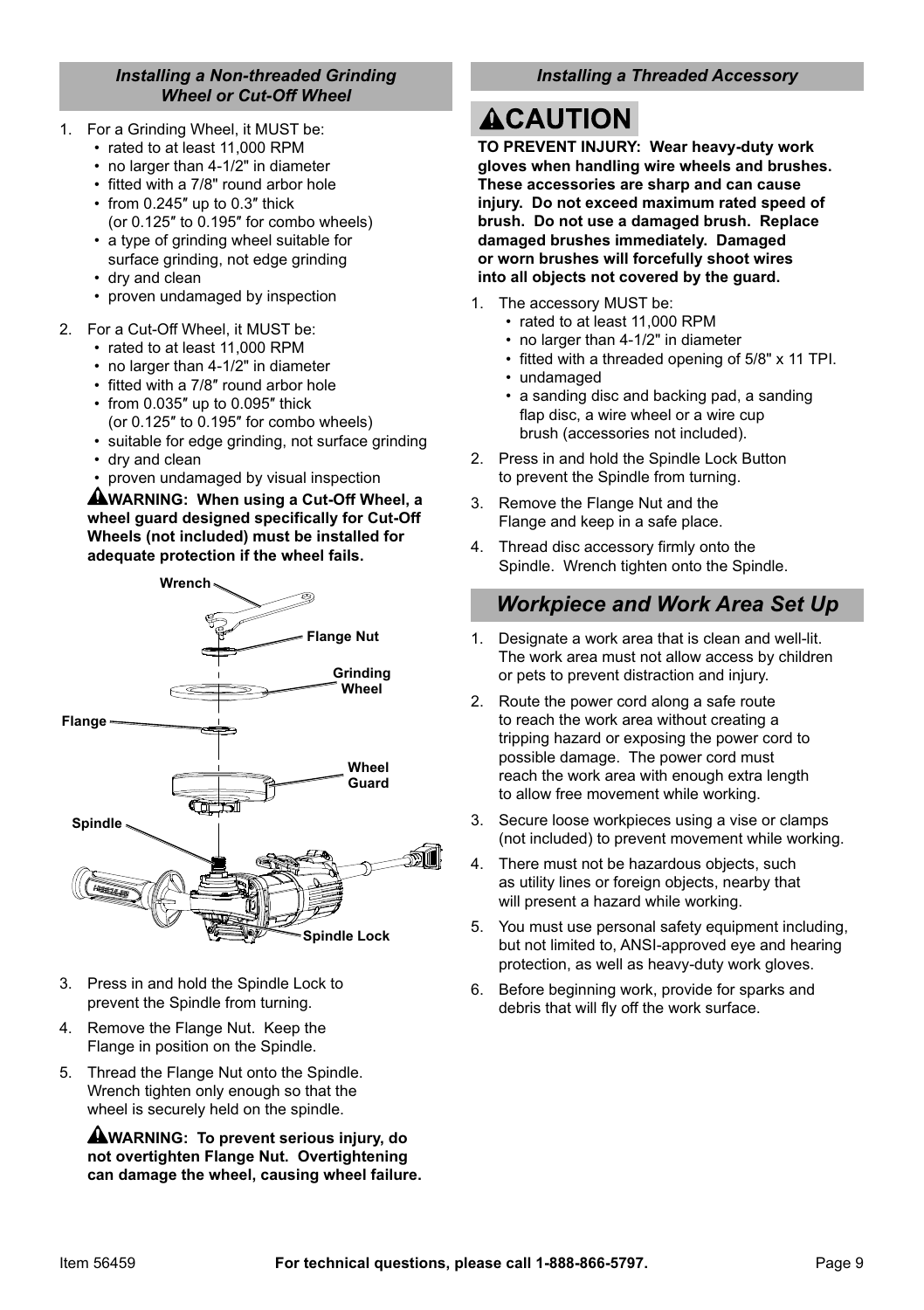### Installing a Non-threaded Grinding Wheel or Cut-Off Wheel

1. For a Grinding Wheel, it MUST be:
   - rated to at least 11,000 RPM
   - no larger than 4-1/2" in diameter
   - fitted with a 7/8" round arbor hole
   - from 0.245″ up to 0.3″ thick (or 0.125″ to 0.195″ for combo wheels)
   - a type of grinding wheel suitable for surface grinding, not edge grinding
   - dry and clean
   - proven undamaged by inspection
2. For a Cut-Off Wheel, it MUST be:
   - rated to at least 11,000 RPM
   - no larger than 4-1/2" in diameter
   - fitted with a 7/8″ round arbor hole
   - from 0.035″ up to 0.095″ thick (or 0.125″ to 0.195″ for combo wheels)
   - suitable for edge grinding, not surface grinding
   - dry and clean
   - proven undamaged by visual inspection

   **⚠WARNING: When using a Cut-Off Wheel, a wheel guard designed specifically for Cut-Off Wheels (not included) must be installed for adequate protection if the wheel fails.**

Wrench
Flange Nut
Grinding Wheel
Flange
Wheel Guard
Spindle
Spindle Lock

3. Press in and hold the Spindle Lock to prevent the Spindle from turning.
4. Remove the Flange Nut. Keep the Flange in position on the Spindle.
5. Thread the Flange Nut onto the Spindle. Wrench tighten only enough so that the wheel is securely held on the spindle.

   **⚠WARNING: To prevent serious injury, do not overtighten Flange Nut. Overtightening can damage the wheel, causing wheel failure.**

### Installing a Threaded Accessory

**⚠CAUTION**

**TO PREVENT INJURY: Wear heavy-duty work gloves when handling wire wheels and brushes. These accessories are sharp and can cause injury. Do not exceed maximum rated speed of brush. Do not use a damaged brush. Replace damaged brushes immediately. Damaged or worn brushes will forcefully shoot wires into all objects not covered by the guard.**

1. The accessory MUST be:
   - rated to at least 11,000 RPM
   - no larger than 4-1/2" in diameter
   - fitted with a threaded opening of 5/8" x 11 TPI.
   - undamaged
   - a sanding disc and backing pad, a sanding flap disc, a wire wheel or a wire cup brush (accessories not included).
2. Press in and hold the Spindle Lock Button to prevent the Spindle from turning.
3. Remove the Flange Nut and the Flange and keep in a safe place.
4. Thread disc accessory firmly onto the Spindle. Wrench tighten onto the Spindle.

## Workpiece and Work Area Set Up

1. Designate a work area that is clean and well-lit. The work area must not allow access by children or pets to prevent distraction and injury.
2. Route the power cord along a safe route to reach the work area without creating a tripping hazard or exposing the power cord to possible damage. The power cord must reach the work area with enough extra length to allow free movement while working.
3. Secure loose workpieces using a vise or clamps (not included) to prevent movement while working.
4. There must not be hazardous objects, such as utility lines or foreign objects, nearby that will present a hazard while working.
5. You must use personal safety equipment including, but not limited to, ANSI-approved eye and hearing protection, as well as heavy-duty work gloves.
6. Before beginning work, provide for sparks and debris that will fly off the work surface.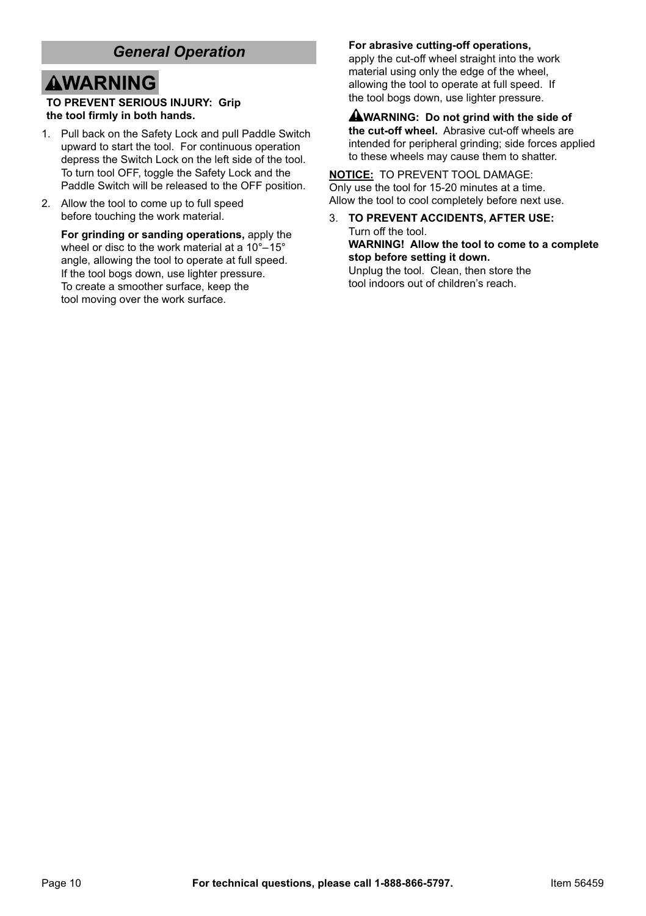## General Operation

# ⚠WARNING

**TO PREVENT SERIOUS INJURY: Grip the tool firmly in both hands.**

1. Pull back on the Safety Lock and pull Paddle Switch upward to start the tool. For continuous operation depress the Switch Lock on the left side of the tool. To turn tool OFF, toggle the Safety Lock and the Paddle Switch will be released to the OFF position.
2. Allow the tool to come up to full speed before touching the work material.

   **For grinding or sanding operations,** apply the wheel or disc to the work material at a 10°–15° angle, allowing the tool to operate at full speed. If the tool bogs down, use lighter pressure. To create a smoother surface, keep the tool moving over the work surface.

   **For abrasive cutting-off operations,** apply the cut-off wheel straight into the work material using only the edge of the wheel, allowing the tool to operate at full speed. If the tool bogs down, use lighter pressure.

   **⚠WARNING: Do not grind with the side of the cut-off wheel.** Abrasive cut-off wheels are intended for peripheral grinding; side forces applied to these wheels may cause them to shatter.

**NOTICE:** TO PREVENT TOOL DAMAGE: Only use the tool for 15-20 minutes at a time. Allow the tool to cool completely before next use.

3. **TO PREVENT ACCIDENTS, AFTER USE:** Turn off the tool.
   **WARNING! Allow the tool to come to a complete stop before setting it down.**
   Unplug the tool. Clean, then store the tool indoors out of children's reach.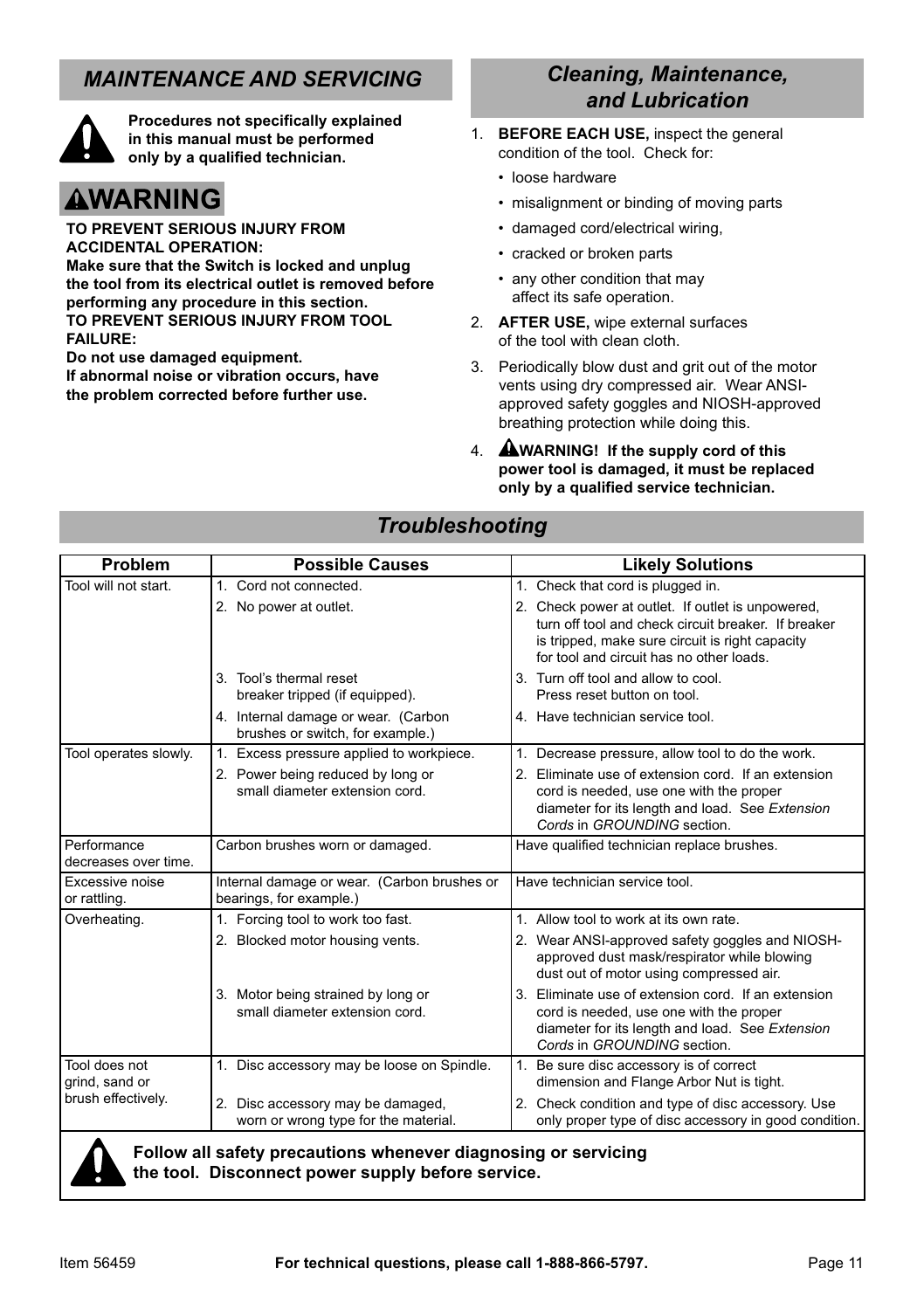## MAINTENANCE AND SERVICING

**Procedures not specifically explained in this manual must be performed only by a qualified technician.**

### WARNING

**TO PREVENT SERIOUS INJURY FROM ACCIDENTAL OPERATION:**
**Make sure that the Switch is locked and unplug the tool from its electrical outlet is removed before performing any procedure in this section.**
**TO PREVENT SERIOUS INJURY FROM TOOL FAILURE:**
**Do not use damaged equipment.**
**If abnormal noise or vibration occurs, have the problem corrected before further use.**

## Cleaning, Maintenance, and Lubrication

1. **BEFORE EACH USE,** inspect the general condition of the tool. Check for:
   - loose hardware
   - misalignment or binding of moving parts
   - damaged cord/electrical wiring,
   - cracked or broken parts
   - any other condition that may affect its safe operation.
2. **AFTER USE,** wipe external surfaces of the tool with clean cloth.
3. Periodically blow dust and grit out of the motor vents using dry compressed air. Wear ANSI-approved safety goggles and NIOSH-approved breathing protection while doing this.
4. **WARNING! If the supply cord of this power tool is damaged, it must be replaced only by a qualified service technician.**

## Troubleshooting

| Problem | Possible Causes | Likely Solutions |
|---|---|---|
| Tool will not start. | 1. Cord not connected. | 1. Check that cord is plugged in. |
| | 2. No power at outlet. | 2. Check power at outlet. If outlet is unpowered, turn off tool and check circuit breaker. If breaker is tripped, make sure circuit is right capacity for tool and circuit has no other loads. |
| | 3. Tool's thermal reset breaker tripped (if equipped). | 3. Turn off tool and allow to cool. Press reset button on tool. |
| | 4. Internal damage or wear. (Carbon brushes or switch, for example.) | 4. Have technician service tool. |
| Tool operates slowly. | 1. Excess pressure applied to workpiece. | 1. Decrease pressure, allow tool to do the work. |
| | 2. Power being reduced by long or small diameter extension cord. | 2. Eliminate use of extension cord. If an extension cord is needed, use one with the proper diameter for its length and load. See *Extension Cords* in *GROUNDING* section. |
| Performance decreases over time. | Carbon brushes worn or damaged. | Have qualified technician replace brushes. |
| Excessive noise or rattling. | Internal damage or wear. (Carbon brushes or bearings, for example.) | Have technician service tool. |
| Overheating. | 1. Forcing tool to work too fast. | 1. Allow tool to work at its own rate. |
| | 2. Blocked motor housing vents. | 2. Wear ANSI-approved safety goggles and NIOSH-approved dust mask/respirator while blowing dust out of motor using compressed air. |
| | 3. Motor being strained by long or small diameter extension cord. | 3. Eliminate use of extension cord. If an extension cord is needed, use one with the proper diameter for its length and load. See *Extension Cords* in *GROUNDING* section. |
| Tool does not grind, sand or brush effectively. | 1. Disc accessory may be loose on Spindle. | 1. Be sure disc accessory is of correct dimension and Flange Arbor Nut is tight. |
| | 2. Disc accessory may be damaged, worn or wrong type for the material. | 2. Check condition and type of disc accessory. Use only proper type of disc accessory in good condition. |

**Follow all safety precautions whenever diagnosing or servicing the tool. Disconnect power supply before service.**

Item 56459 **For technical questions, please call 1-888-866-5797.**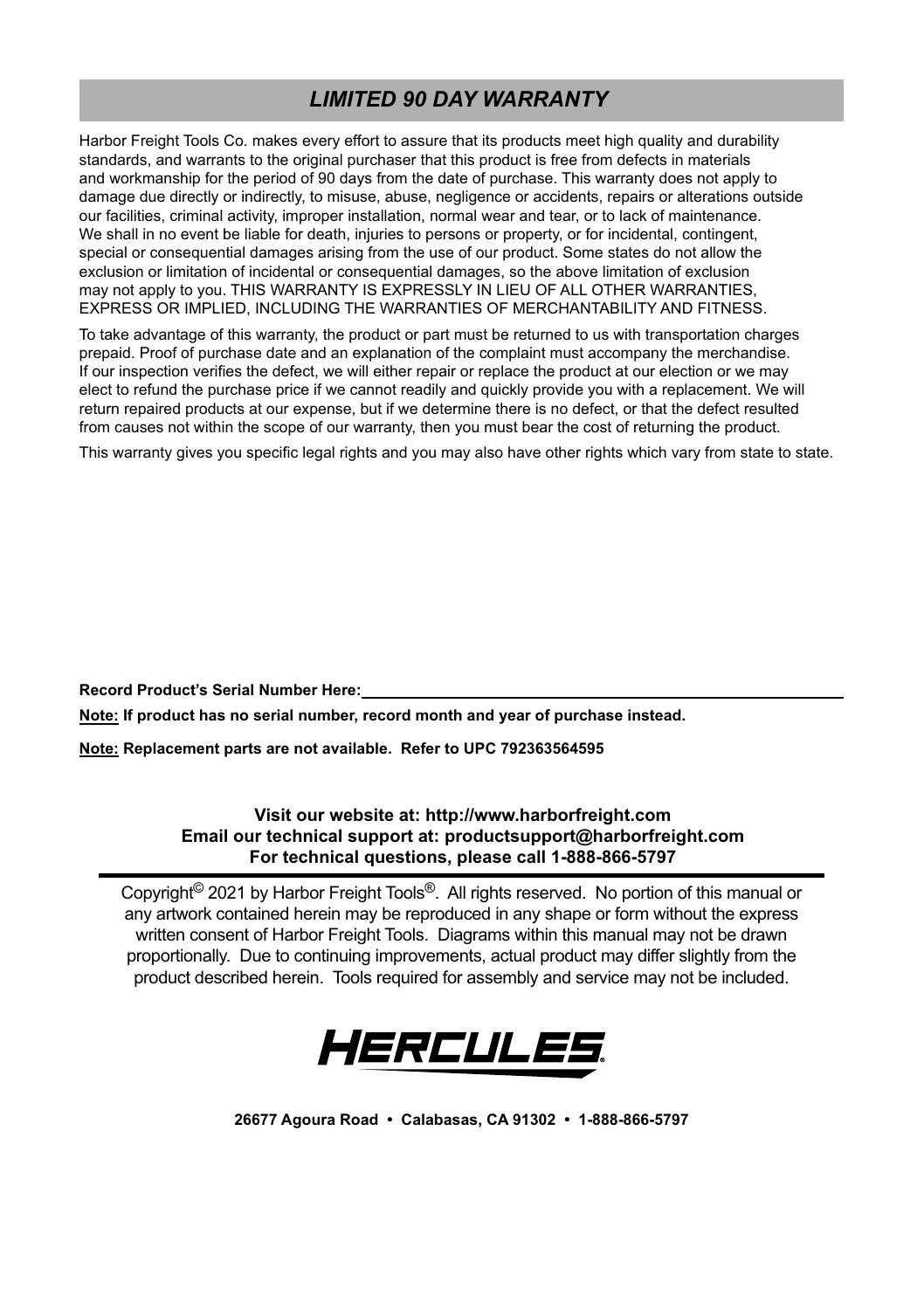## *LIMITED 90 DAY WARRANTY*

Harbor Freight Tools Co. makes every effort to assure that its products meet high quality and durability standards, and warrants to the original purchaser that this product is free from defects in materials and workmanship for the period of 90 days from the date of purchase. This warranty does not apply to damage due directly or indirectly, to misuse, abuse, negligence or accidents, repairs or alterations outside our facilities, criminal activity, improper installation, normal wear and tear, or to lack of maintenance. We shall in no event be liable for death, injuries to persons or property, or for incidental, contingent, special or consequential damages arising from the use of our product. Some states do not allow the exclusion or limitation of incidental or consequential damages, so the above limitation of exclusion may not apply to you. THIS WARRANTY IS EXPRESSLY IN LIEU OF ALL OTHER WARRANTIES, EXPRESS OR IMPLIED, INCLUDING THE WARRANTIES OF MERCHANTABILITY AND FITNESS.

To take advantage of this warranty, the product or part must be returned to us with transportation charges prepaid. Proof of purchase date and an explanation of the complaint must accompany the merchandise. If our inspection verifies the defect, we will either repair or replace the product at our election or we may elect to refund the purchase price if we cannot readily and quickly provide you with a replacement. We will return repaired products at our expense, but if we determine there is no defect, or that the defect resulted from causes not within the scope of our warranty, then you must bear the cost of returning the product.

This warranty gives you specific legal rights and you may also have other rights which vary from state to state.

**Record Product's Serial Number Here:**\_\_\_\_\_\_\_\_\_\_\_\_\_\_\_\_\_\_\_\_\_\_\_\_\_\_\_\_\_\_\_\_\_\_\_\_\_\_\_\_

**Note: If product has no serial number, record month and year of purchase instead.**

**Note: Replacement parts are not available. Refer to UPC 792363564595**

**Visit our website at: http://www.harborfreight.com**
**Email our technical support at: productsupport@harborfreight.com**
**For technical questions, please call 1-888-866-5797**

Copyright© 2021 by Harbor Freight Tools®. All rights reserved. No portion of this manual or any artwork contained herein may be reproduced in any shape or form without the express written consent of Harbor Freight Tools. Diagrams within this manual may not be drawn proportionally. Due to continuing improvements, actual product may differ slightly from the product described herein. Tools required for assembly and service may not be included.

HERCULES®

**26677 Agoura Road • Calabasas, CA 91302 • 1-888-866-5797**